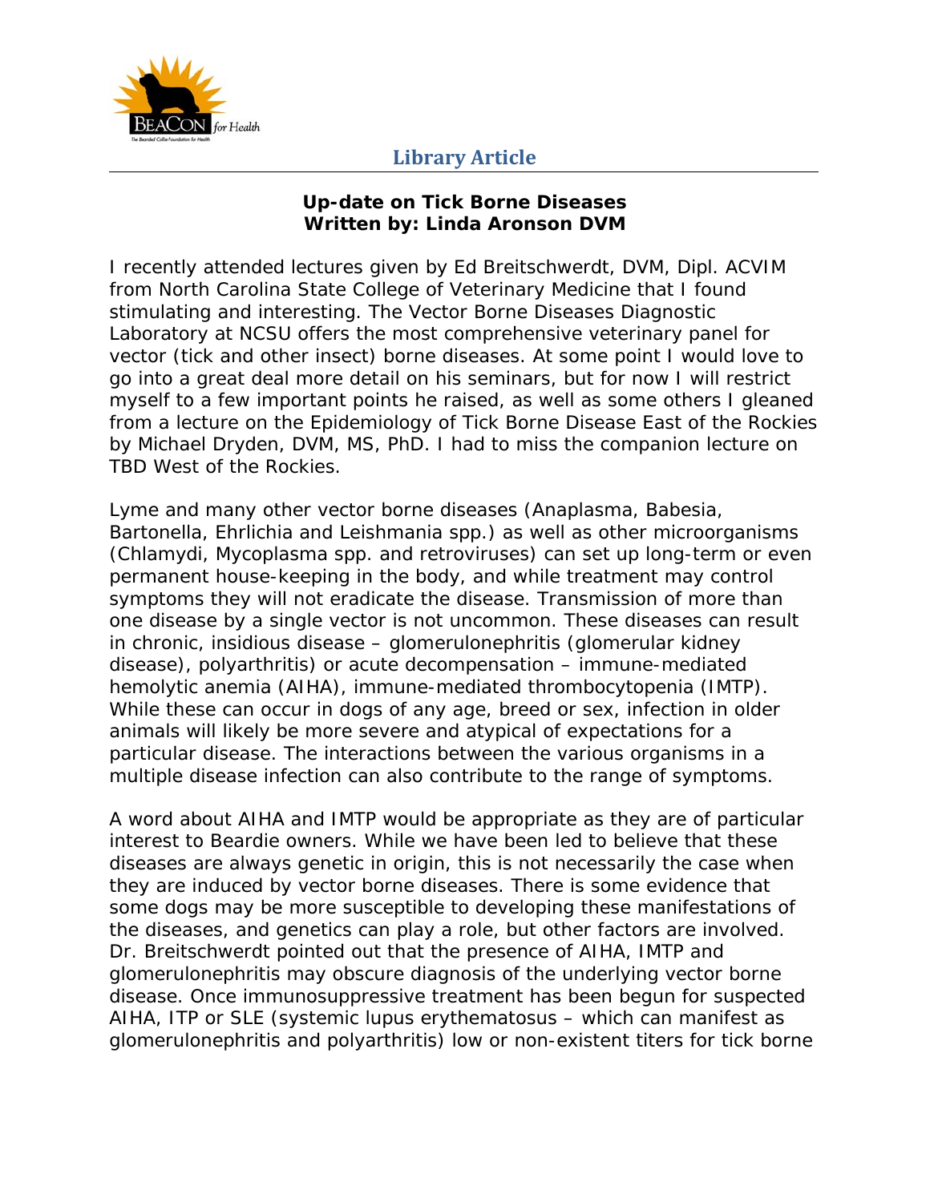## Library Article

**Up-date on Tick Borne Diseases**
**Written by: Linda Aronson DVM**

I recently attended lectures given by Ed Breitschwerdt, DVM, Dipl. ACVIM from North Carolina State College of Veterinary Medicine that I found stimulating and interesting. The Vector Borne Diseases Diagnostic Laboratory at NCSU offers the most comprehensive veterinary panel for vector (tick and other insect) borne diseases. At some point I would love to go into a great deal more detail on his seminars, but for now I will restrict myself to a few important points he raised, as well as some others I gleaned from a lecture on the Epidemiology of Tick Borne Disease East of the Rockies by Michael Dryden, DVM, MS, PhD. I had to miss the companion lecture on TBD West of the Rockies.

Lyme and many other vector borne diseases (Anaplasma, Babesia, Bartonella, Ehrlichia and Leishmania spp.) as well as other microorganisms (Chlamydi, Mycoplasma spp. and retroviruses) can set up long-term or even permanent house-keeping in the body, and while treatment may control symptoms they will not eradicate the disease. Transmission of more than one disease by a single vector is not uncommon. These diseases can result in chronic, insidious disease – glomerulonephritis (glomerular kidney disease), polyarthritis) or acute decompensation – immune-mediated hemolytic anemia (AIHA), immune-mediated thrombocytopenia (IMTP). While these can occur in dogs of any age, breed or sex, infection in older animals will likely be more severe and atypical of expectations for a particular disease. The interactions between the various organisms in a multiple disease infection can also contribute to the range of symptoms.

A word about AIHA and IMTP would be appropriate as they are of particular interest to Beardie owners. While we have been led to believe that these diseases are always genetic in origin, this is not necessarily the case when they are induced by vector borne diseases. There is some evidence that some dogs may be more susceptible to developing these manifestations of the diseases, and genetics can play a role, but other factors are involved. Dr. Breitschwerdt pointed out that the presence of AIHA, IMTP and glomerulonephritis may obscure diagnosis of the underlying vector borne disease. Once immunosuppressive treatment has been begun for suspected AIHA, ITP or SLE (systemic lupus erythematosus – which can manifest as glomerulonephritis and polyarthritis) low or non-existent titers for tick borne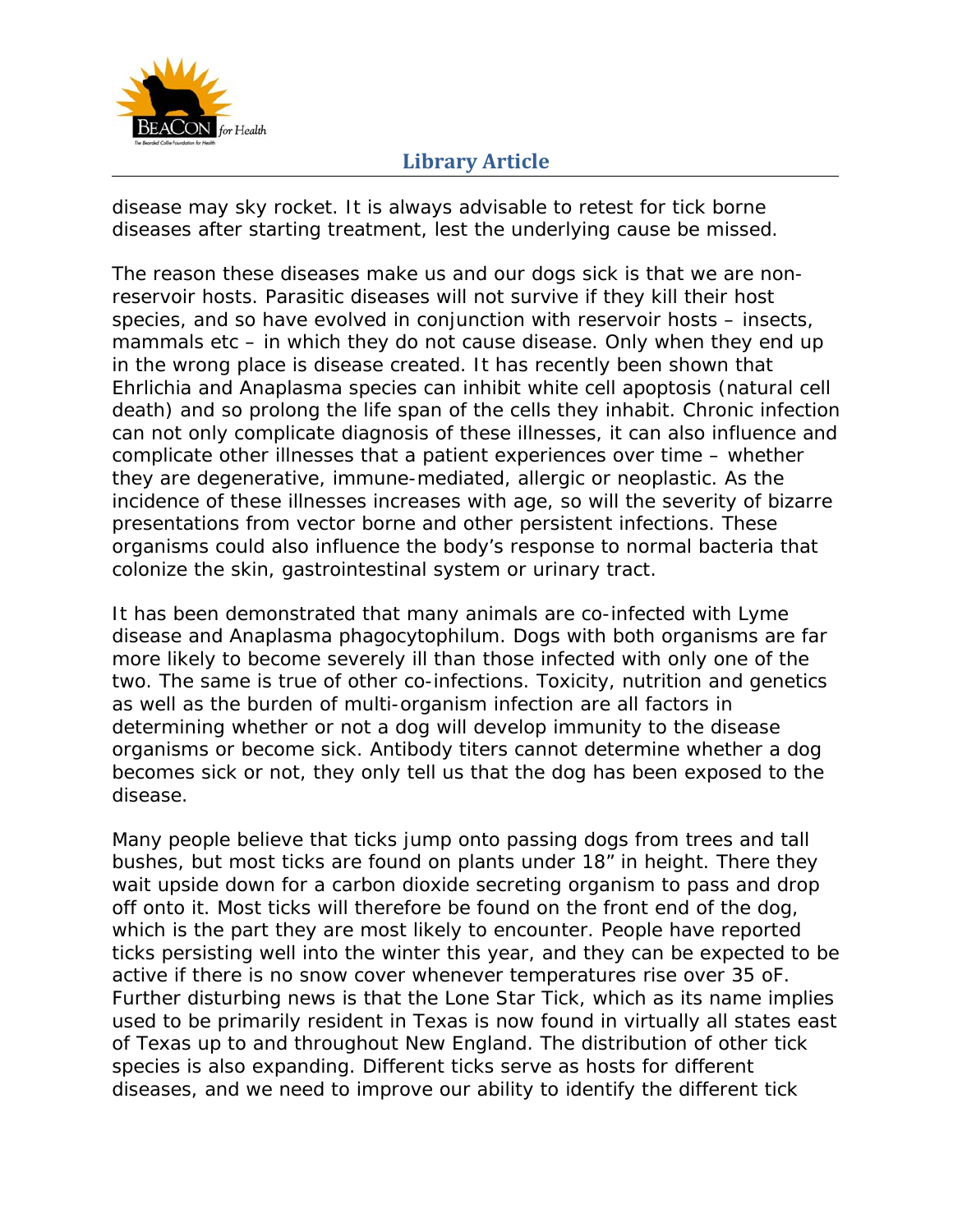disease may sky rocket. It is always advisable to retest for tick borne diseases after starting treatment, lest the underlying cause be missed.

The reason these diseases make us and our dogs sick is that we are non-reservoir hosts. Parasitic diseases will not survive if they kill their host species, and so have evolved in conjunction with reservoir hosts – insects, mammals etc – in which they do not cause disease. Only when they end up in the wrong place is disease created. It has recently been shown that Ehrlichia and Anaplasma species can inhibit white cell apoptosis (natural cell death) and so prolong the life span of the cells they inhabit. Chronic infection can not only complicate diagnosis of these illnesses, it can also influence and complicate other illnesses that a patient experiences over time – whether they are degenerative, immune-mediated, allergic or neoplastic. As the incidence of these illnesses increases with age, so will the severity of bizarre presentations from vector borne and other persistent infections. These organisms could also influence the body's response to normal bacteria that colonize the skin, gastrointestinal system or urinary tract.

It has been demonstrated that many animals are co-infected with Lyme disease and Anaplasma phagocytophilum. Dogs with both organisms are far more likely to become severely ill than those infected with only one of the two. The same is true of other co-infections. Toxicity, nutrition and genetics as well as the burden of multi-organism infection are all factors in determining whether or not a dog will develop immunity to the disease organisms or become sick. Antibody titers cannot determine whether a dog becomes sick or not, they only tell us that the dog has been exposed to the disease.

Many people believe that ticks jump onto passing dogs from trees and tall bushes, but most ticks are found on plants under 18" in height. There they wait upside down for a carbon dioxide secreting organism to pass and drop off onto it. Most ticks will therefore be found on the front end of the dog, which is the part they are most likely to encounter. People have reported ticks persisting well into the winter this year, and they can be expected to be active if there is no snow cover whenever temperatures rise over 35 oF. Further disturbing news is that the Lone Star Tick, which as its name implies used to be primarily resident in Texas is now found in virtually all states east of Texas up to and throughout New England. The distribution of other tick species is also expanding. Different ticks serve as hosts for different diseases, and we need to improve our ability to identify the different tick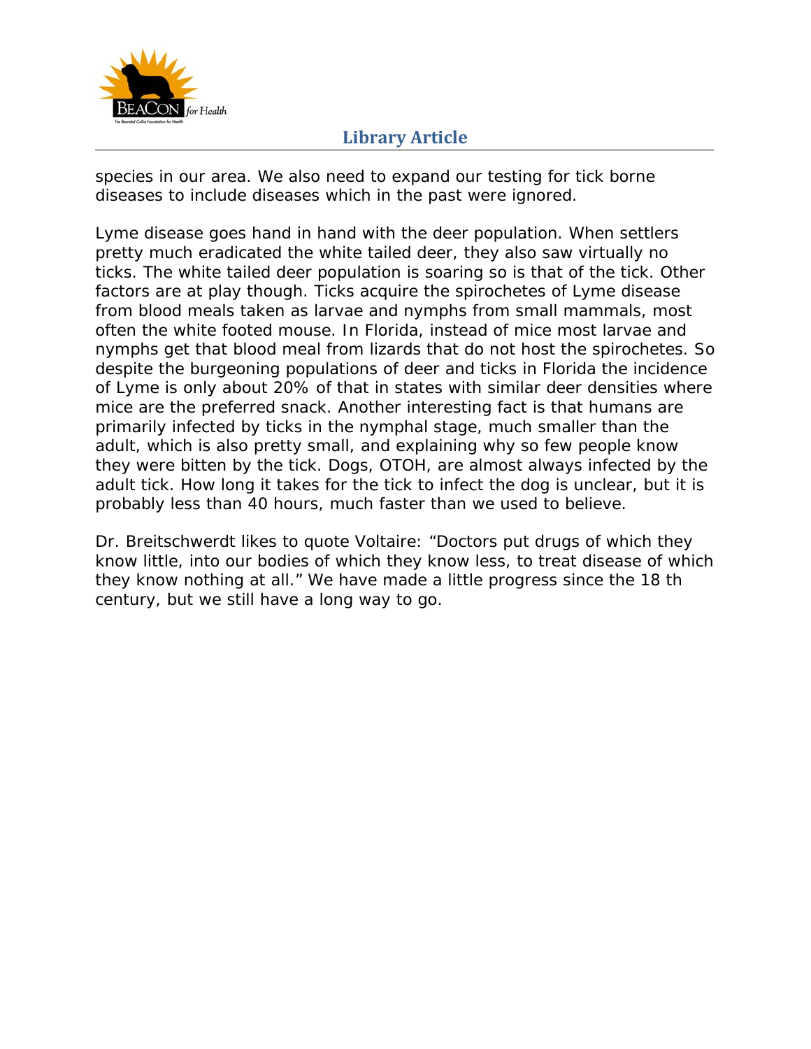species in our area. We also need to expand our testing for tick borne diseases to include diseases which in the past were ignored.

Lyme disease goes hand in hand with the deer population. When settlers pretty much eradicated the white tailed deer, they also saw virtually no ticks. The white tailed deer population is soaring so is that of the tick. Other factors are at play though. Ticks acquire the spirochetes of Lyme disease from blood meals taken as larvae and nymphs from small mammals, most often the white footed mouse. In Florida, instead of mice most larvae and nymphs get that blood meal from lizards that do not host the spirochetes. So despite the burgeoning populations of deer and ticks in Florida the incidence of Lyme is only about 20% of that in states with similar deer densities where mice are the preferred snack. Another interesting fact is that humans are primarily infected by ticks in the nymphal stage, much smaller than the adult, which is also pretty small, and explaining why so few people know they were bitten by the tick. Dogs, OTOH, are almost always infected by the adult tick. How long it takes for the tick to infect the dog is unclear, but it is probably less than 40 hours, much faster than we used to believe.

Dr. Breitschwerdt likes to quote Voltaire: "Doctors put drugs of which they know little, into our bodies of which they know less, to treat disease of which they know nothing at all." We have made a little progress since the 18 th century, but we still have a long way to go.